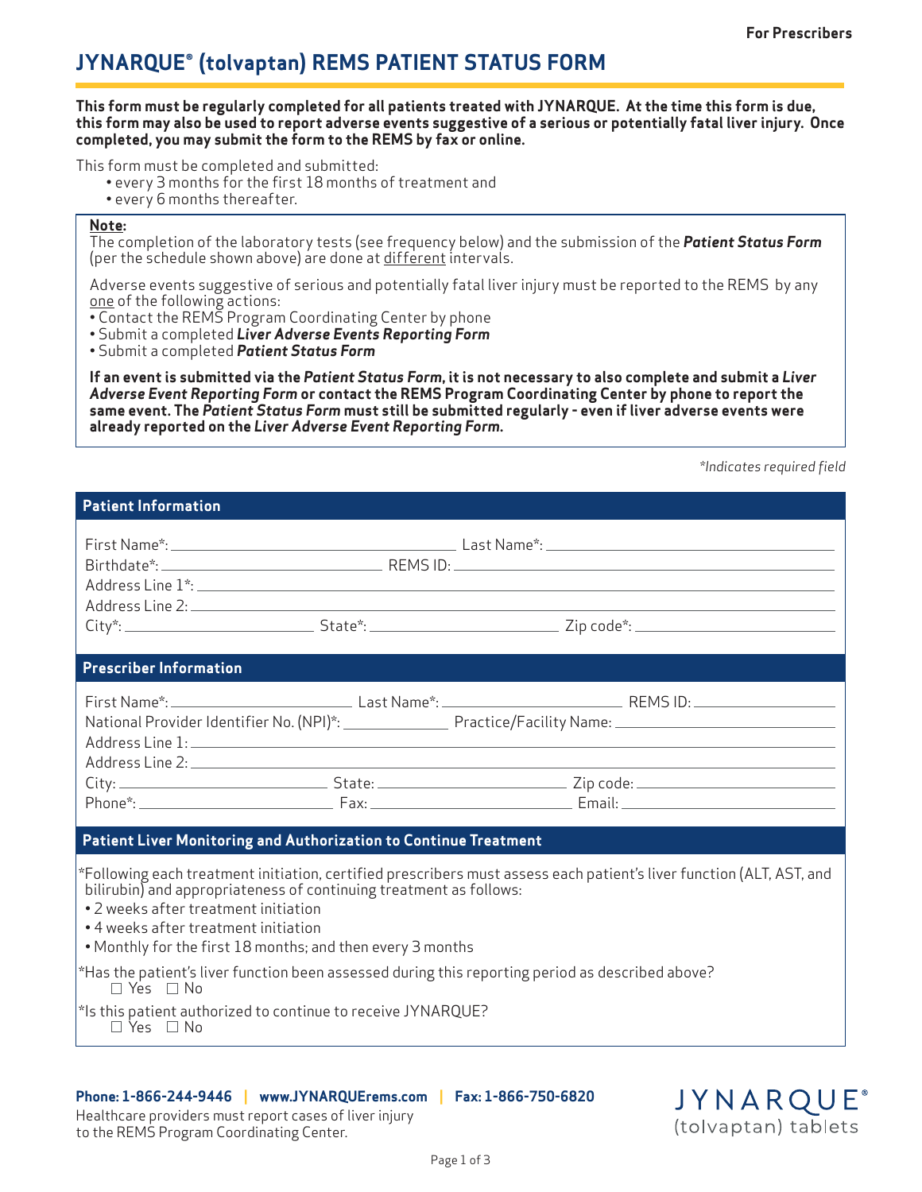For Prescribers

# JYNARQUE® (tolvaptan) REMS PATIENT STATUS FORM

**This form must be regularly completed for all patients treated with JYNARQUE. At the time this form is due, this form may also be used to report adverse events suggestive of a serious or potentially fatal liver injury. Once completed, you may submit the form to the REMS by fax or online.**

This form must be completed and submitted:

- every 3 months for the first 18 months of treatment and
- every 6 months thereafter.

**Note:**
The completion of the laboratory tests (see frequency below) and the submission of the ***Patient Status Form*** (per the schedule shown above) are done at different intervals.

Adverse events suggestive of serious and potentially fatal liver injury must be reported to the REMS by any one of the following actions:

- Contact the REMS Program Coordinating Center by phone
- Submit a completed ***Liver Adverse Events Reporting Form***
- Submit a completed ***Patient Status Form***

**If an event is submitted via the *Patient Status Form*, it is not necessary to also complete and submit a *Liver Adverse Event Reporting Form* or contact the REMS Program Coordinating Center by phone to report the same event. The *Patient Status Form* must still be submitted regularly - even if liver adverse events were already reported on the *Liver Adverse Event Reporting Form*.**

*\*Indicates required field*

## Patient Information

First Name*: ______________________ Last Name*: ______________________

Birthdate*: ______________________ REMS ID: ______________________

Address Line 1*: ______________________

Address Line 2: ______________________

City*: ______________ State*: ______________ Zip code*: ______________

## Prescriber Information

First Name*: ______________ Last Name*: ______________ REMS ID: ______________

National Provider Identifier No. (NPI)*: ______________ Practice/Facility Name: ______________

Address Line 1: ______________________

Address Line 2: ______________________

City: ______________ State: ______________ Zip code: ______________

Phone*: ______________ Fax: ______________ Email: ______________

## Patient Liver Monitoring and Authorization to Continue Treatment

*Following each treatment initiation, certified prescribers must assess each patient's liver function (ALT, AST, and bilirubin) and appropriateness of continuing treatment as follows:

- 2 weeks after treatment initiation
- 4 weeks after treatment initiation
- Monthly for the first 18 months; and then every 3 months

*Has the patient's liver function been assessed during this reporting period as described above?
☐ Yes ☐ No

*Is this patient authorized to continue to receive JYNARQUE?
☐ Yes ☐ No

**Phone: 1-866-244-9446 | www.JYNARQUErems.com | Fax: 1-866-750-6820**

Healthcare providers must report cases of liver injury to the REMS Program Coordinating Center.

JYNARQUE® (tolvaptan) tablets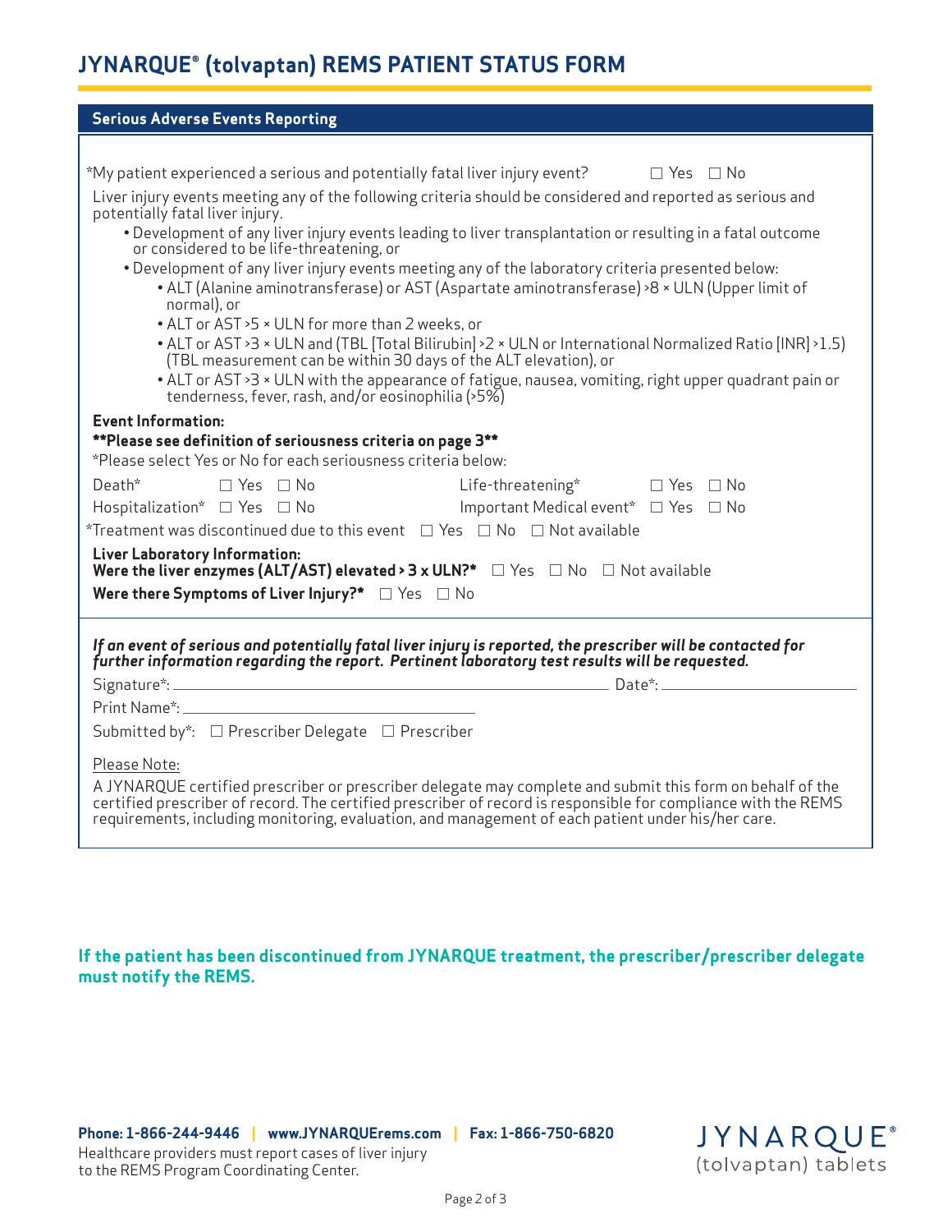# JYNARQUE® (tolvaptan) REMS PATIENT STATUS FORM

## Serious Adverse Events Reporting

*My patient experienced a serious and potentially fatal liver injury event? ☐ Yes ☐ No

Liver injury events meeting any of the following criteria should be considered and reported as serious and potentially fatal liver injury.

- Development of any liver injury events leading to liver transplantation or resulting in a fatal outcome or considered to be life-threatening, or
- Development of any liver injury events meeting any of the laboratory criteria presented below:
  - ALT (Alanine aminotransferase) or AST (Aspartate aminotransferase) >8 × ULN (Upper limit of normal), or
  - ALT or AST >5 × ULN for more than 2 weeks, or
  - ALT or AST >3 × ULN and (TBL [Total Bilirubin] >2 × ULN or International Normalized Ratio [INR] >1.5) (TBL measurement can be within 30 days of the ALT elevation), or
  - ALT or AST >3 × ULN with the appearance of fatigue, nausea, vomiting, right upper quadrant pain or tenderness, fever, rash, and/or eosinophilia (>5%)

**Event Information:**

****Please see definition of seriousness criteria on page 3****

*Please select Yes or No for each seriousness criteria below:

Death* ☐ Yes ☐ No    Life-threatening* ☐ Yes ☐ No

Hospitalization* ☐ Yes ☐ No    Important Medical event* ☐ Yes ☐ No

*Treatment was discontinued due to this event ☐ Yes ☐ No ☐ Not available

**Liver Laboratory Information:**
**Were the liver enzymes (ALT/AST) elevated > 3 x ULN?*** ☐ Yes ☐ No ☐ Not available

**Were there Symptoms of Liver Injury?*** ☐ Yes ☐ No

***If an event of serious and potentially fatal liver injury is reported, the prescriber will be contacted for further information regarding the report. Pertinent laboratory test results will be requested.***

Signature*: ______________________________ Date*: ______________

Print Name*: ______________________________

Submitted by*: ☐ Prescriber Delegate ☐ Prescriber

Please Note:

A JYNARQUE certified prescriber or prescriber delegate may complete and submit this form on behalf of the certified prescriber of record. The certified prescriber of record is responsible for compliance with the REMS requirements, including monitoring, evaluation, and management of each patient under his/her care.

**If the patient has been discontinued from JYNARQUE treatment, the prescriber/prescriber delegate must notify the REMS.**

**Phone: 1-866-244-9446 | www.JYNARQUErems.com | Fax: 1-866-750-6820**

Healthcare providers must report cases of liver injury to the REMS Program Coordinating Center.

JYNARQUE® (tolvaptan) tablets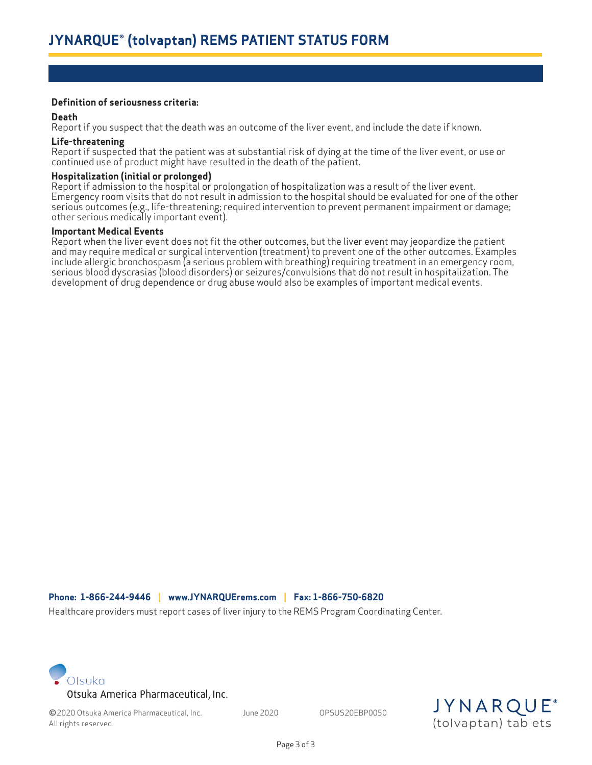# JYNARQUE® (tolvaptan) REMS PATIENT STATUS FORM

**Definition of seriousness criteria:**

**Death**

Report if you suspect that the death was an outcome of the liver event, and include the date if known.

**Life-threatening**

Report if suspected that the patient was at substantial risk of dying at the time of the liver event, or use or continued use of product might have resulted in the death of the patient.

**Hospitalization (initial or prolonged)**

Report if admission to the hospital or prolongation of hospitalization was a result of the liver event. Emergency room visits that do not result in admission to the hospital should be evaluated for one of the other serious outcomes (e.g., life-threatening; required intervention to prevent permanent impairment or damage; other serious medically important event).

**Important Medical Events**

Report when the liver event does not fit the other outcomes, but the liver event may jeopardize the patient and may require medical or surgical intervention (treatment) to prevent one of the other outcomes. Examples include allergic bronchospasm (a serious problem with breathing) requiring treatment in an emergency room, serious blood dyscrasias (blood disorders) or seizures/convulsions that do not result in hospitalization. The development of drug dependence or drug abuse would also be examples of important medical events.

**Phone: 1-866-244-9446 | www.JYNARQUErems.com | Fax: 1-866-750-6820**

Healthcare providers must report cases of liver injury to the REMS Program Coordinating Center.

Otsuka

Otsuka America Pharmaceutical, Inc.

©2020 Otsuka America Pharmaceutical, Inc. All rights reserved.

June 2020

OPSUS20EBP0050

JYNARQUE® (tolvaptan) tablets